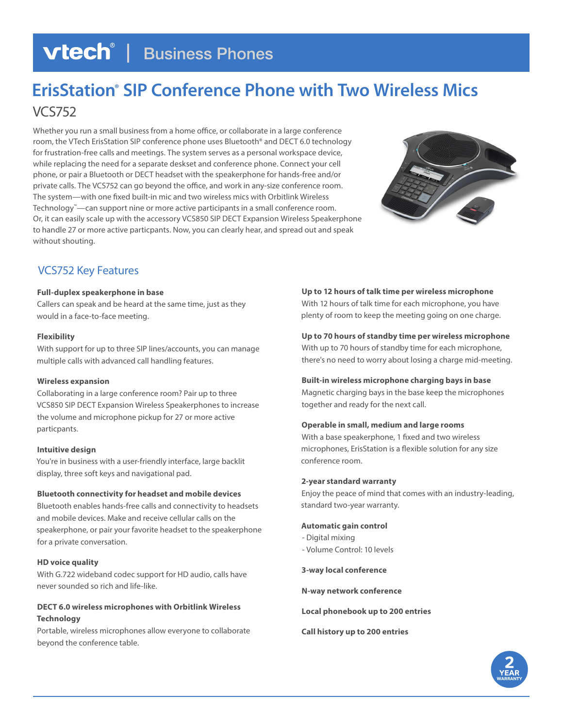vtech® | Business Phones

# ErisStation® SIP Conference Phone with Two Wireless Mics

## VCS752

Whether you run a small business from a home office, or collaborate in a large conference room, the VTech ErisStation SIP conference phone uses Bluetooth® and DECT 6.0 technology for frustration-free calls and meetings. The system serves as a personal workspace device, while replacing the need for a separate deskset and conference phone. Connect your cell phone, or pair a Bluetooth or DECT headset with the speakerphone for hands-free and/or private calls. The VCS752 can go beyond the office, and work in any-size conference room. The system—with one fixed built-in mic and two wireless mics with Orbitlink Wireless Technology™—can support nine or more active participants in a small conference room. Or, it can easily scale up with the accessory VCS850 SIP DECT Expansion Wireless Speakerphone to handle 27 or more active particpants. Now, you can clearly hear, and spread out and speak without shouting.

## VCS752 Key Features

**Full-duplex speakerphone in base**
Callers can speak and be heard at the same time, just as they would in a face-to-face meeting.

**Flexibility**
With support for up to three SIP lines/accounts, you can manage multiple calls with advanced call handling features.

**Wireless expansion**
Collaborating in a large conference room? Pair up to three VCS850 SIP DECT Expansion Wireless Speakerphones to increase the volume and microphone pickup for 27 or more active particpants.

**Intuitive design**
You're in business with a user-friendly interface, large backlit display, three soft keys and navigational pad.

**Bluetooth connectivity for headset and mobile devices**
Bluetooth enables hands-free calls and connectivity to headsets and mobile devices. Make and receive cellular calls on the speakerphone, or pair your favorite headset to the speakerphone for a private conversation.

**HD voice quality**
With G.722 wideband codec support for HD audio, calls have never sounded so rich and life-like.

**DECT 6.0 wireless microphones with Orbitlink Wireless Technology**
Portable, wireless microphones allow everyone to collaborate beyond the conference table.

**Up to 12 hours of talk time per wireless microphone**
With 12 hours of talk time for each microphone, you have plenty of room to keep the meeting going on one charge.

**Up to 70 hours of standby time per wireless microphone**
With up to 70 hours of standby time for each microphone, there's no need to worry about losing a charge mid-meeting.

**Built-in wireless microphone charging bays in base**
Magnetic charging bays in the base keep the microphones together and ready for the next call.

**Operable in small, medium and large rooms**
With a base speakerphone, 1 fixed and two wireless microphones, ErisStation is a flexible solution for any size conference room.

**2-year standard warranty**
Enjoy the peace of mind that comes with an industry-leading, standard two-year warranty.

**Automatic gain control**
- Digital mixing
- Volume Control: 10 levels

**3-way local conference**

**N-way network conference**

**Local phonebook up to 200 entries**

**Call history up to 200 entries**

2 YEAR WARRANTY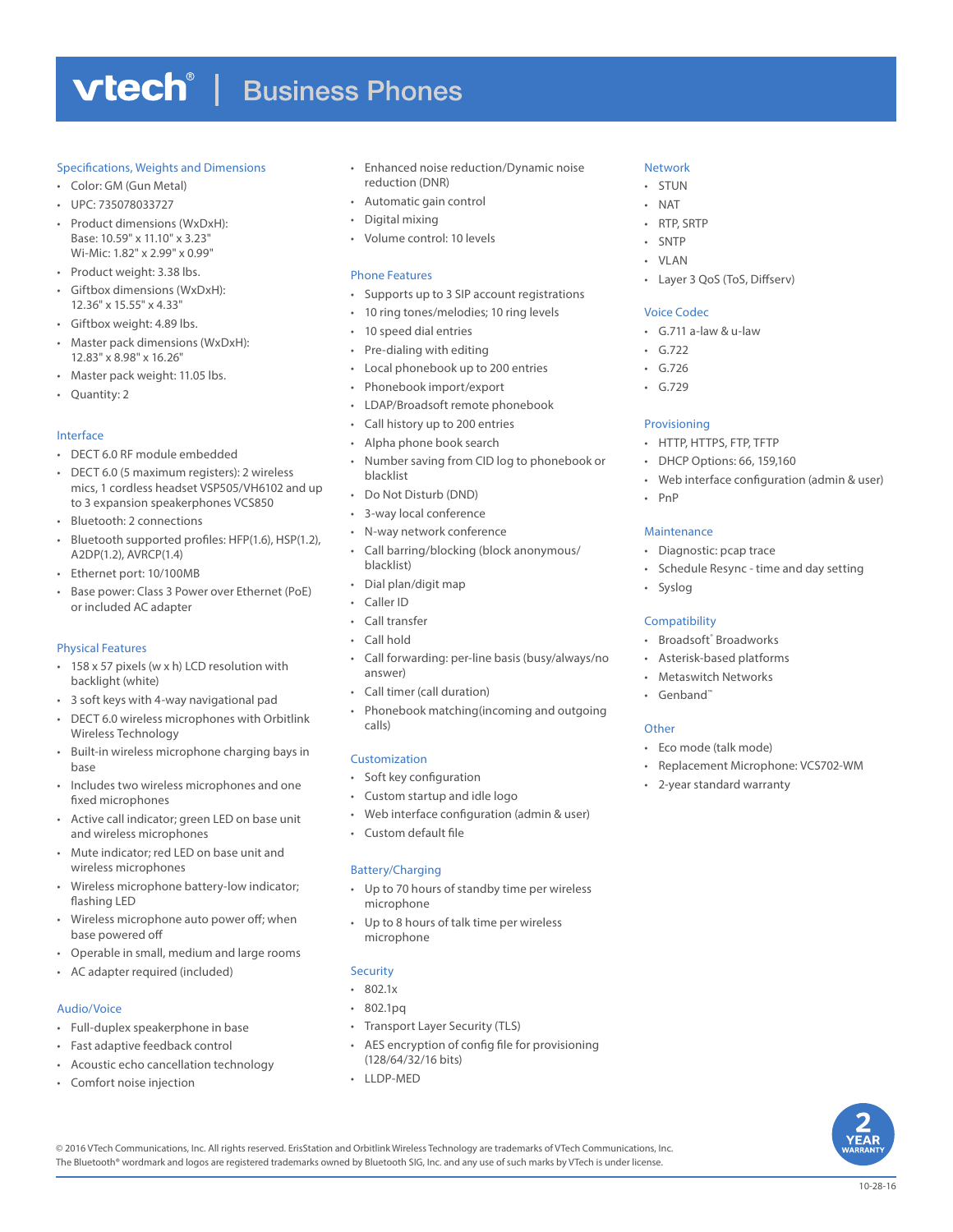# vtech® | Business Phones

## Specifications, Weights and Dimensions

- Color: GM (Gun Metal)
- UPC: 735078033727
- Product dimensions (WxDxH): Base: 10.59" x 11.10" x 3.23" Wi-Mic: 1.82" x 2.99" x 0.99"
- Product weight: 3.38 lbs.
- Giftbox dimensions (WxDxH): 12.36" x 15.55" x 4.33"
- Giftbox weight: 4.89 lbs.
- Master pack dimensions (WxDxH): 12.83" x 8.98" x 16.26"
- Master pack weight: 11.05 lbs.
- Quantity: 2

## Interface

- DECT 6.0 RF module embedded
- DECT 6.0 (5 maximum registers): 2 wireless mics, 1 cordless headset VSP505/VH6102 and up to 3 expansion speakerphones VCS850
- Bluetooth: 2 connections
- Bluetooth supported profiles: HFP(1.6), HSP(1.2), A2DP(1.2), AVRCP(1.4)
- Ethernet port: 10/100MB
- Base power: Class 3 Power over Ethernet (PoE) or included AC adapter

## Physical Features

- 158 x 57 pixels (w x h) LCD resolution with backlight (white)
- 3 soft keys with 4-way navigational pad
- DECT 6.0 wireless microphones with Orbitlink Wireless Technology
- Built-in wireless microphone charging bays in base
- Includes two wireless microphones and one fixed microphones
- Active call indicator; green LED on base unit and wireless microphones
- Mute indicator; red LED on base unit and wireless microphones
- Wireless microphone battery-low indicator; flashing LED
- Wireless microphone auto power off; when base powered off
- Operable in small, medium and large rooms
- AC adapter required (included)

## Audio/Voice

- Full-duplex speakerphone in base
- Fast adaptive feedback control
- Acoustic echo cancellation technology
- Comfort noise injection
- Enhanced noise reduction/Dynamic noise reduction (DNR)
- Automatic gain control
- Digital mixing
- Volume control: 10 levels

## Phone Features

- Supports up to 3 SIP account registrations
- 10 ring tones/melodies; 10 ring levels
- 10 speed dial entries
- Pre-dialing with editing
- Local phonebook up to 200 entries
- Phonebook import/export
- LDAP/Broadsoft remote phonebook
- Call history up to 200 entries
- Alpha phone book search
- Number saving from CID log to phonebook or blacklist
- Do Not Disturb (DND)
- 3-way local conference
- N-way network conference
- Call barring/blocking (block anonymous/ blacklist)
- Dial plan/digit map
- Caller ID
- Call transfer
- Call hold
- Call forwarding: per-line basis (busy/always/no answer)
- Call timer (call duration)
- Phonebook matching(incoming and outgoing calls)

## Customization

- Soft key configuration
- Custom startup and idle logo
- Web interface configuration (admin & user)
- Custom default file

## Battery/Charging

- Up to 70 hours of standby time per wireless microphone
- Up to 8 hours of talk time per wireless microphone

## Security

- 802.1x
- 802.1pq
- Transport Layer Security (TLS)
- AES encryption of config file for provisioning (128/64/32/16 bits)
- LLDP-MED

## Network

- STUN
- NAT
- RTP, SRTP
- SNTP
- VLAN
- Layer 3 QoS (ToS, Diffserv)

## Voice Codec

- G.711 a-law & u-law
- G.722
- G.726
- G.729

## Provisioning

- HTTP, HTTPS, FTP, TFTP
- DHCP Options: 66, 159,160
- Web interface configuration (admin & user)
- PnP

## Maintenance

- Diagnostic: pcap trace
- Schedule Resync - time and day setting
- Syslog

## Compatibility

- Broadsoft® Broadworks
- Asterisk-based platforms
- Metaswitch Networks
- Genband™

## Other

- Eco mode (talk mode)
- Replacement Microphone: VCS702-WM
- 2-year standard warranty

2 YEAR WARRANTY

© 2016 VTech Communications, Inc. All rights reserved. ErisStation and Orbitlink Wireless Technology are trademarks of VTech Communications, Inc. The Bluetooth® wordmark and logos are registered trademarks owned by Bluetooth SIG, Inc. and any use of such marks by VTech is under license.

10-28-16